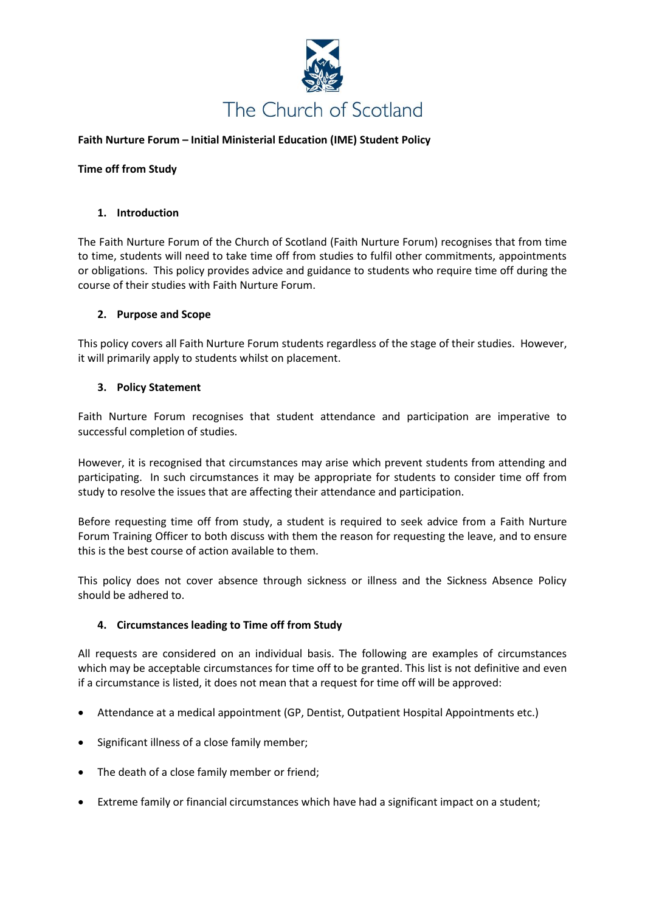The Church of Scotland

**Faith Nurture Forum – Initial Ministerial Education (IME) Student Policy**

**Time off from Study**

## 1. Introduction

The Faith Nurture Forum of the Church of Scotland (Faith Nurture Forum) recognises that from time to time, students will need to take time off from studies to fulfil other commitments, appointments or obligations. This policy provides advice and guidance to students who require time off during the course of their studies with Faith Nurture Forum.

## 2. Purpose and Scope

This policy covers all Faith Nurture Forum students regardless of the stage of their studies. However, it will primarily apply to students whilst on placement.

## 3. Policy Statement

Faith Nurture Forum recognises that student attendance and participation are imperative to successful completion of studies.

However, it is recognised that circumstances may arise which prevent students from attending and participating. In such circumstances it may be appropriate for students to consider time off from study to resolve the issues that are affecting their attendance and participation.

Before requesting time off from study, a student is required to seek advice from a Faith Nurture Forum Training Officer to both discuss with them the reason for requesting the leave, and to ensure this is the best course of action available to them.

This policy does not cover absence through sickness or illness and the Sickness Absence Policy should be adhered to.

## 4. Circumstances leading to Time off from Study

All requests are considered on an individual basis. The following are examples of circumstances which may be acceptable circumstances for time off to be granted. This list is not definitive and even if a circumstance is listed, it does not mean that a request for time off will be approved:

- Attendance at a medical appointment (GP, Dentist, Outpatient Hospital Appointments etc.)
- Significant illness of a close family member;
- The death of a close family member or friend;
- Extreme family or financial circumstances which have had a significant impact on a student;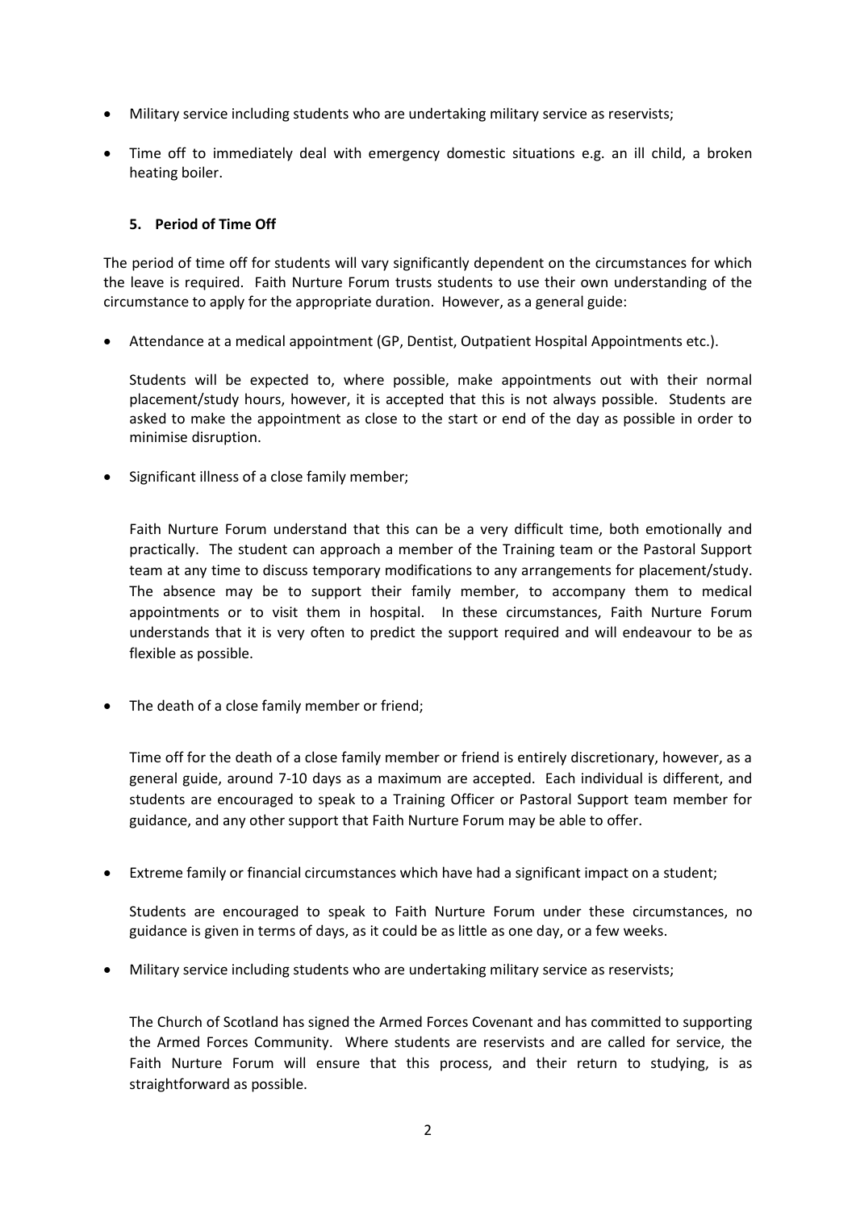- Military service including students who are undertaking military service as reservists;
- Time off to immediately deal with emergency domestic situations e.g. an ill child, a broken heating boiler.

## 5. Period of Time Off

The period of time off for students will vary significantly dependent on the circumstances for which the leave is required. Faith Nurture Forum trusts students to use their own understanding of the circumstance to apply for the appropriate duration. However, as a general guide:

- Attendance at a medical appointment (GP, Dentist, Outpatient Hospital Appointments etc.).

  Students will be expected to, where possible, make appointments out with their normal placement/study hours, however, it is accepted that this is not always possible. Students are asked to make the appointment as close to the start or end of the day as possible in order to minimise disruption.

- Significant illness of a close family member;

  Faith Nurture Forum understand that this can be a very difficult time, both emotionally and practically. The student can approach a member of the Training team or the Pastoral Support team at any time to discuss temporary modifications to any arrangements for placement/study. The absence may be to support their family member, to accompany them to medical appointments or to visit them in hospital. In these circumstances, Faith Nurture Forum understands that it is very often to predict the support required and will endeavour to be as flexible as possible.

- The death of a close family member or friend;

  Time off for the death of a close family member or friend is entirely discretionary, however, as a general guide, around 7-10 days as a maximum are accepted. Each individual is different, and students are encouraged to speak to a Training Officer or Pastoral Support team member for guidance, and any other support that Faith Nurture Forum may be able to offer.

- Extreme family or financial circumstances which have had a significant impact on a student;

  Students are encouraged to speak to Faith Nurture Forum under these circumstances, no guidance is given in terms of days, as it could be as little as one day, or a few weeks.

- Military service including students who are undertaking military service as reservists;

  The Church of Scotland has signed the Armed Forces Covenant and has committed to supporting the Armed Forces Community. Where students are reservists and are called for service, the Faith Nurture Forum will ensure that this process, and their return to studying, is as straightforward as possible.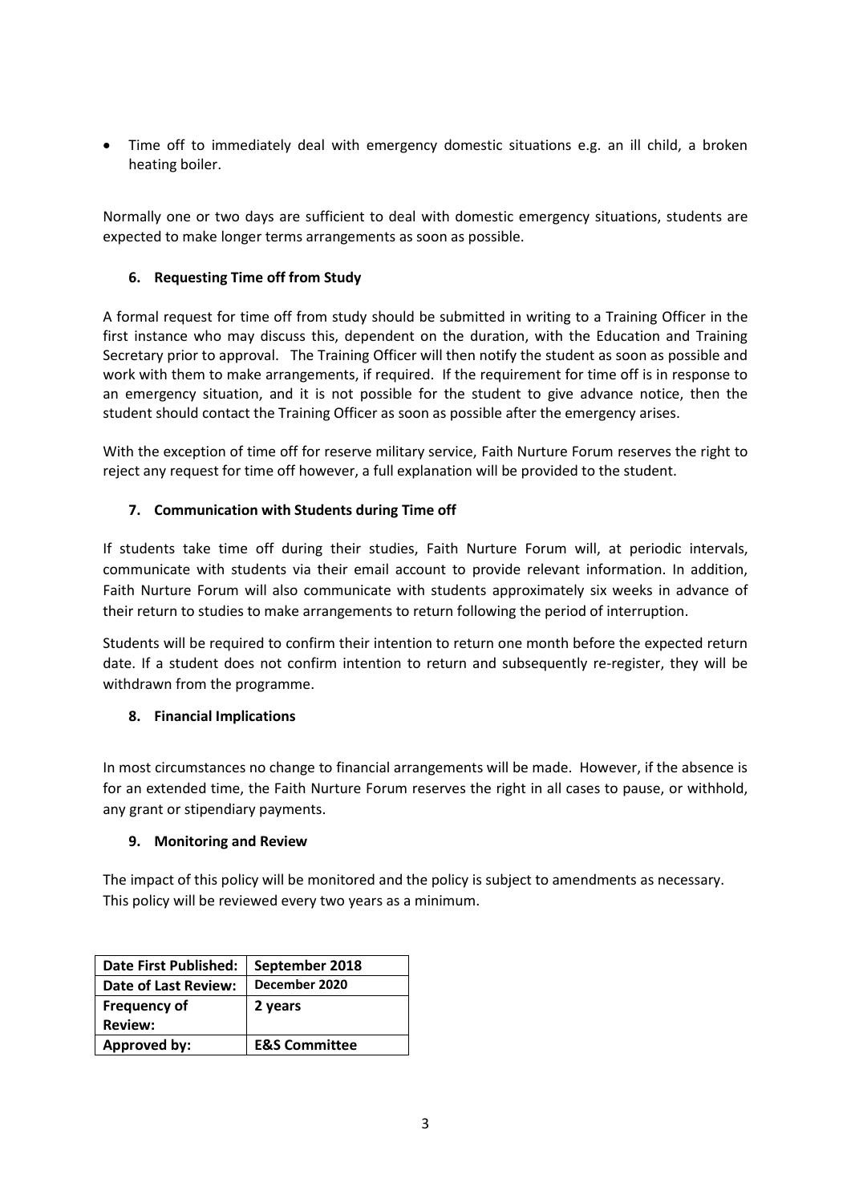- Time off to immediately deal with emergency domestic situations e.g. an ill child, a broken heating boiler.

Normally one or two days are sufficient to deal with domestic emergency situations, students are expected to make longer terms arrangements as soon as possible.

## 6. Requesting Time off from Study

A formal request for time off from study should be submitted in writing to a Training Officer in the first instance who may discuss this, dependent on the duration, with the Education and Training Secretary prior to approval. The Training Officer will then notify the student as soon as possible and work with them to make arrangements, if required. If the requirement for time off is in response to an emergency situation, and it is not possible for the student to give advance notice, then the student should contact the Training Officer as soon as possible after the emergency arises.

With the exception of time off for reserve military service, Faith Nurture Forum reserves the right to reject any request for time off however, a full explanation will be provided to the student.

## 7. Communication with Students during Time off

If students take time off during their studies, Faith Nurture Forum will, at periodic intervals, communicate with students via their email account to provide relevant information. In addition, Faith Nurture Forum will also communicate with students approximately six weeks in advance of their return to studies to make arrangements to return following the period of interruption.

Students will be required to confirm their intention to return one month before the expected return date. If a student does not confirm intention to return and subsequently re-register, they will be withdrawn from the programme.

## 8. Financial Implications

In most circumstances no change to financial arrangements will be made. However, if the absence is for an extended time, the Faith Nurture Forum reserves the right in all cases to pause, or withhold, any grant or stipendiary payments.

## 9. Monitoring and Review

The impact of this policy will be monitored and the policy is subject to amendments as necessary.
This policy will be reviewed every two years as a minimum.

| | |
|---|---|
| **Date First Published:** | **September 2018** |
| **Date of Last Review:** | **December 2020** |
| **Frequency of Review:** | **2 years** |
| **Approved by:** | **E&S Committee** |